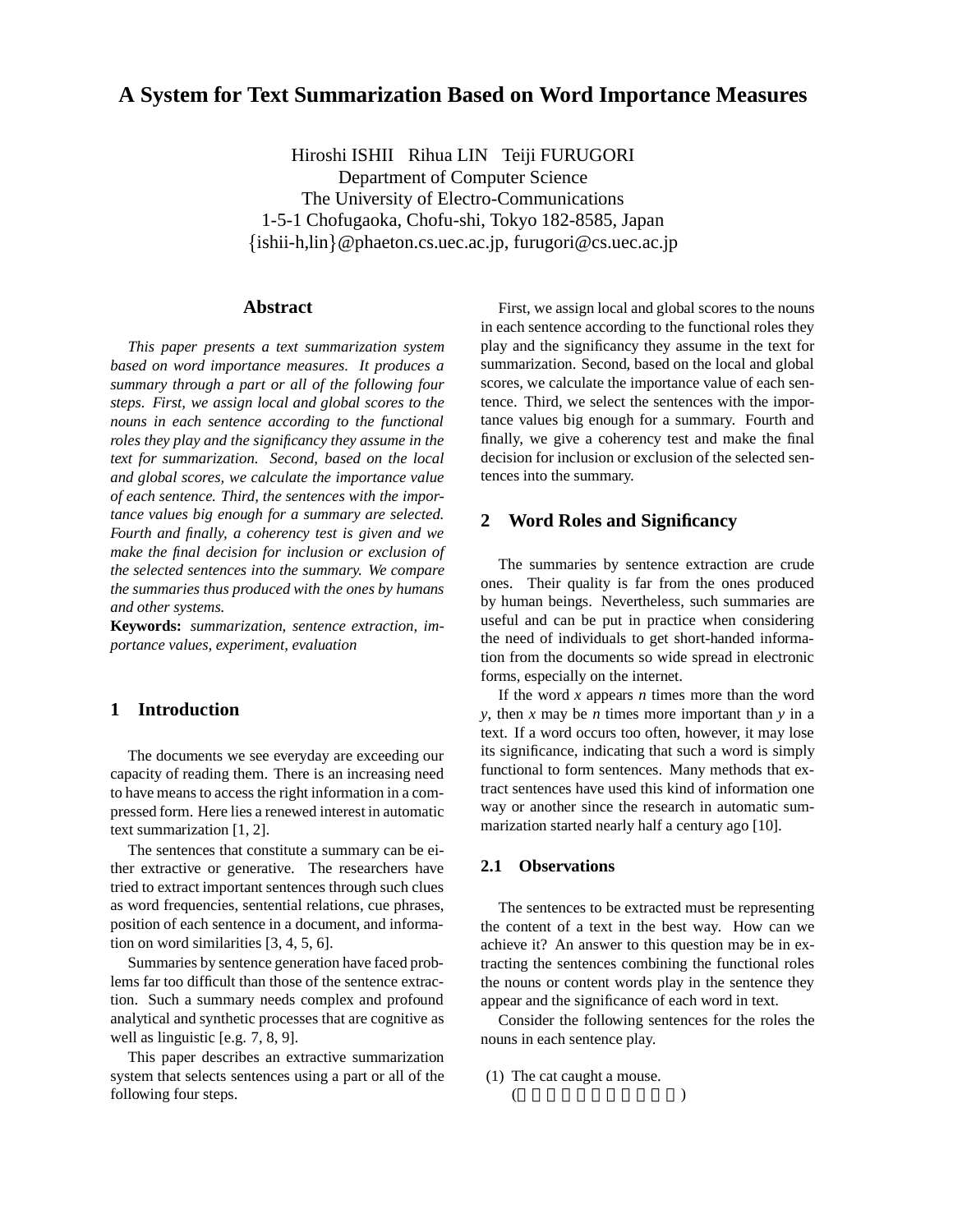# A System for Text Summarization Based on Word Importance Measures

Hiroshi ISHII Rihua LIN Teiji FURUGORI
Department of Computer Science
The University of Electro-Communications
1-5-1 Chofugaoka, Chofu-shi, Tokyo 182-8585, Japan
{ishii-h,lin}@phaeton.cs.uec.ac.jp, furugori@cs.uec.ac.jp

## Abstract

*This paper presents a text summarization system based on word importance measures. It produces a summary through a part or all of the following four steps. First, we assign local and global scores to the nouns in each sentence according to the functional roles they play and the significancy they assume in the text for summarization. Second, based on the local and global scores, we calculate the importance value of each sentence. Third, the sentences with the importance values big enough for a summary are selected. Fourth and finally, a coherency test is given and we make the final decision for inclusion or exclusion of the selected sentences into the summary. We compare the summaries thus produced with the ones by humans and other systems.*

**Keywords:** *summarization, sentence extraction, importance values, experiment, evaluation*

## 1 Introduction

The documents we see everyday are exceeding our capacity of reading them. There is an increasing need to have means to access the right information in a compressed form. Here lies a renewed interest in automatic text summarization [1, 2].

The sentences that constitute a summary can be either extractive or generative. The researchers have tried to extract important sentences through such clues as word frequencies, sentential relations, cue phrases, position of each sentence in a document, and information on word similarities [3, 4, 5, 6].

Summaries by sentence generation have faced problems far too difficult than those of the sentence extraction. Such a summary needs complex and profound analytical and synthetic processes that are cognitive as well as linguistic [e.g. 7, 8, 9].

This paper describes an extractive summarization system that selects sentences using a part or all of the following four steps.

First, we assign local and global scores to the nouns in each sentence according to the functional roles they play and the significancy they assume in the text for summarization. Second, based on the local and global scores, we calculate the importance value of each sentence. Third, we select the sentences with the importance values big enough for a summary. Fourth and finally, we give a coherency test and make the final decision for inclusion or exclusion of the selected sentences into the summary.

## 2 Word Roles and Significancy

The summaries by sentence extraction are crude ones. Their quality is far from the ones produced by human beings. Nevertheless, such summaries are useful and can be put in practice when considering the need of individuals to get short-handed information from the documents so wide spread in electronic forms, especially on the internet.

If the word *x* appears *n* times more than the word *y*, then *x* may be *n* times more important than *y* in a text. If a word occurs too often, however, it may lose its significance, indicating that such a word is simply functional to form sentences. Many methods that extract sentences have used this kind of information one way or another since the research in automatic summarization started nearly half a century ago [10].

### 2.1 Observations

The sentences to be extracted must be representing the content of a text in the best way. How can we achieve it? An answer to this question may be in extracting the sentences combining the functional roles the nouns or content words play in the sentence they appear and the significance of each word in text.

Consider the following sentences for the roles the nouns in each sentence play.

(1) The cat caught a mouse.
( )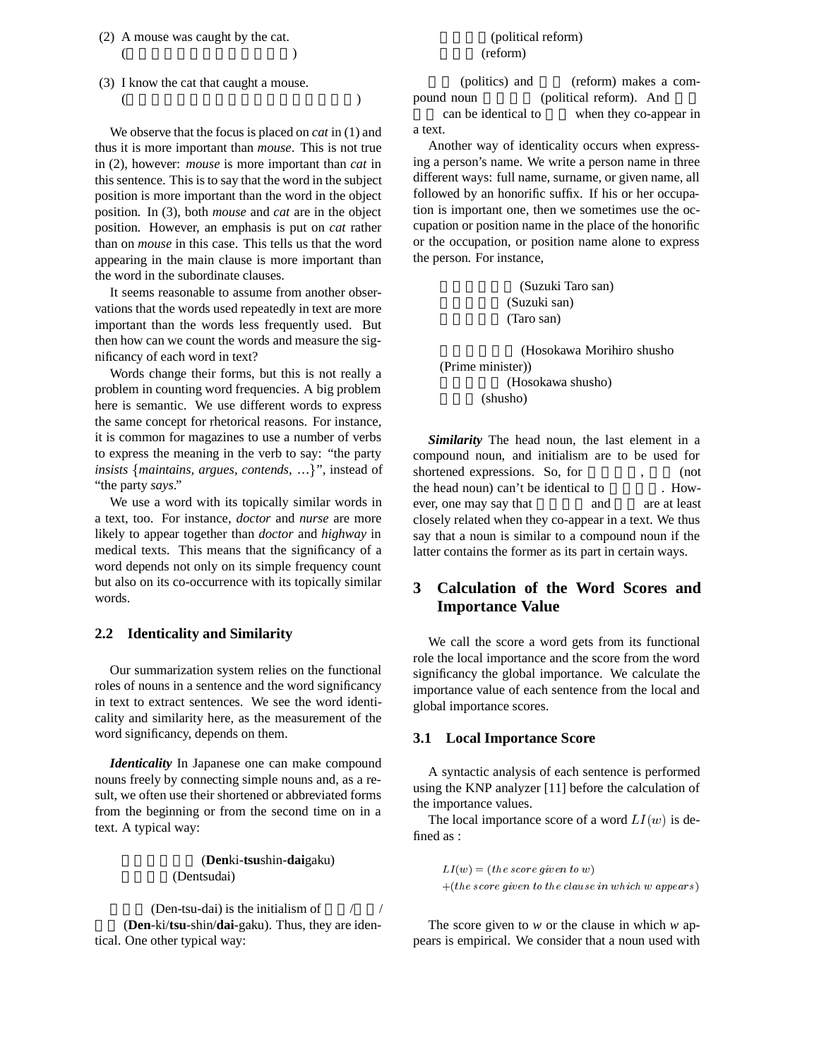(2) A mouse was caught by the cat.
( )

(3) I know the cat that caught a mouse.
( )

We observe that the focus is placed on *cat* in (1) and thus it is more important than *mouse*. This is not true in (2), however: *mouse* is more important than *cat* in this sentence. This is to say that the word in the subject position is more important than the word in the object position. In (3), both *mouse* and *cat* are in the object position. However, an emphasis is put on *cat* rather than on *mouse* in this case. This tells us that the word appearing in the main clause is more important than the word in the subordinate clauses.

It seems reasonable to assume from another observations that the words used repeatedly in text are more important than the words less frequently used. But then how can we count the words and measure the significancy of each word in text?

Words change their forms, but this is not really a problem in counting word frequencies. A big problem here is semantic. We use different words to express the same concept for rhetorical reasons. For instance, it is common for magazines to use a number of verbs to express the meaning in the verb to say: "the party *insists* {*maintains*, *argues*, *contends*, ...}", instead of "the party *says*."

We use a word with its topically similar words in a text, too. For instance, *doctor* and *nurse* are more likely to appear together than *doctor* and *highway* in medical texts. This means that the significancy of a word depends not only on its simple frequency count but also on its co-occurrence with its topically similar words.

## 2.2 Identicality and Similarity

Our summarization system relies on the functional roles of nouns in a sentence and the word significancy in text to extract sentences. We see the word identicality and similarity here, as the measurement of the word significancy, depends on them.

***Identicality*** In Japanese one can make compound nouns freely by connecting simple nouns and, as a result, we often use their shortened or abbreviated forms from the beginning or from the second time on in a text. A typical way:

(**Den**ki-**tsu**shin-**dai**gaku)
(Dentsudai)

(Den-tsu-dai) is the initialism of / / (**Den**-ki/**tsu**-shin/**dai**-gaku). Thus, they are identical. One other typical way:

(political reform)
(reform)

(politics) and (reform) makes a compound noun (political reform). And can be identical to when they co-appear in a text.

Another way of identicality occurs when expressing a person's name. We write a person name in three different ways: full name, surname, or given name, all followed by an honorific suffix. If his or her occupation is important one, then we sometimes use the occupation or position name in the place of the honorific or the occupation, or position name alone to express the person. For instance,

(Suzuki Taro san)
(Suzuki san)
(Taro san)

(Hosokawa Morihiro shusho (Prime minister))
(Hosokawa shusho)
(shusho)

***Similarity*** The head noun, the last element in a compound noun, and initialism are to be used for shortened expressions. So, for , (not the head noun) can't be identical to . However, one may say that and are at least closely related when they co-appear in a text. We thus say that a noun is similar to a compound noun if the latter contains the former as its part in certain ways.

# 3 Calculation of the Word Scores and Importance Value

We call the score a word gets from its functional role the local importance and the score from the word significancy the global importance. We calculate the importance value of each sentence from the local and global importance scores.

## 3.1 Local Importance Score

A syntactic analysis of each sentence is performed using the KNP analyzer [11] before the calculation of the importance values.

The local importance score of a word $LI(w)$ is defined as :

$$LI(w) = (the\;score\;given\;to\;w)$$
$$+(the\;score\;given\;to\;the\;clause\;in\;which\;w\;appears)$$

The score given to *w* or the clause in which *w* appears is empirical. We consider that a noun used with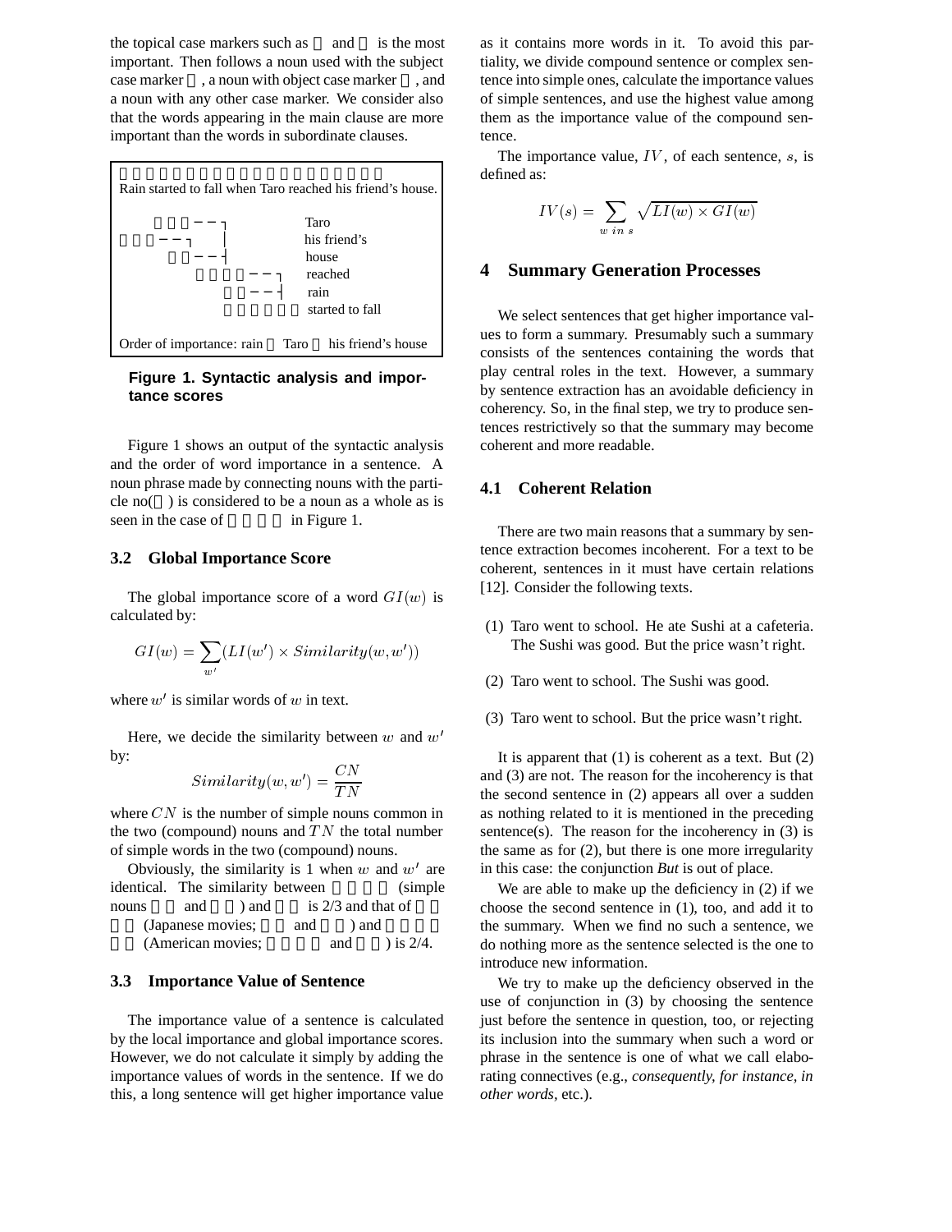the topical case markers such as  and  is the most important. Then follows a noun used with the subject case marker , a noun with object case marker , and a noun with any other case marker. We consider also that the words appearing in the main clause are more important than the words in subordinate clauses.

```
Rain started to fall when Taro reached his friend's house.

                                    Taro
                                    his friend's
                                    house
                                    reached
                                    rain
                                    started to fall

Order of importance: rain   Taro   his friend's house
```

**Figure 1. Syntactic analysis and importance scores**

Figure 1 shows an output of the syntactic analysis and the order of word importance in a sentence. A noun phrase made by connecting nouns with the particle no( ) is considered to be a noun as a whole as is seen in the case of  in Figure 1.

### 3.2 Global Importance Score

The global importance score of a word $GI(w)$ is calculated by:

$$GI(w) = \sum_{w'} (LI(w') \times Similarity(w, w'))$$

where $w'$ is similar words of $w$ in text.

Here, we decide the similarity between $w$ and $w'$ by:

$$Similarity(w, w') = \frac{CN}{TN}$$

where $CN$ is the number of simple nouns common in the two (compound) nouns and $TN$ the total number of simple words in the two (compound) nouns.

Obviously, the similarity is 1 when $w$ and $w'$ are identical. The similarity between  (simple nouns  and  ) and  is 2/3 and that of  (Japanese movies;  and  ) and  (American movies;  and  ) is 2/4.

### 3.3 Importance Value of Sentence

The importance value of a sentence is calculated by the local importance and global importance scores. However, we do not calculate it simply by adding the importance values of words in the sentence. If we do this, a long sentence will get higher importance value as it contains more words in it. To avoid this partiality, we divide compound sentence or complex sentence into simple ones, calculate the importance values of simple sentences, and use the highest value among them as the importance value of the compound sentence.

The importance value, $IV$, of each sentence, $s$, is defined as:

$$IV(s) = \sum_{w \ in \ s} \sqrt{LI(w) \times GI(w)}$$

## 4 Summary Generation Processes

We select sentences that get higher importance values to form a summary. Presumably such a summary consists of the sentences containing the words that play central roles in the text. However, a summary by sentence extraction has an avoidable deficiency in coherency. So, in the final step, we try to produce sentences restrictively so that the summary may become coherent and more readable.

### 4.1 Coherent Relation

There are two main reasons that a summary by sentence extraction becomes incoherent. For a text to be coherent, sentences in it must have certain relations [12]. Consider the following texts.

(1) Taro went to school. He ate Sushi at a cafeteria. The Sushi was good. But the price wasn't right.

(2) Taro went to school. The Sushi was good.

(3) Taro went to school. But the price wasn't right.

It is apparent that (1) is coherent as a text. But (2) and (3) are not. The reason for the incoherency is that the second sentence in (2) appears all over a sudden as nothing related to it is mentioned in the preceding sentence(s). The reason for the incoherency in (3) is the same as for (2), but there is one more irregularity in this case: the conjunction *But* is out of place.

We are able to make up the deficiency in (2) if we choose the second sentence in (1), too, and add it to the summary. When we find no such a sentence, we do nothing more as the sentence selected is the one to introduce new information.

We try to make up the deficiency observed in the use of conjunction in (3) by choosing the sentence just before the sentence in question, too, or rejecting its inclusion into the summary when such a word or phrase in the sentence is one of what we call elaborating connectives (e.g., *consequently*, *for instance*, *in other words*, etc.).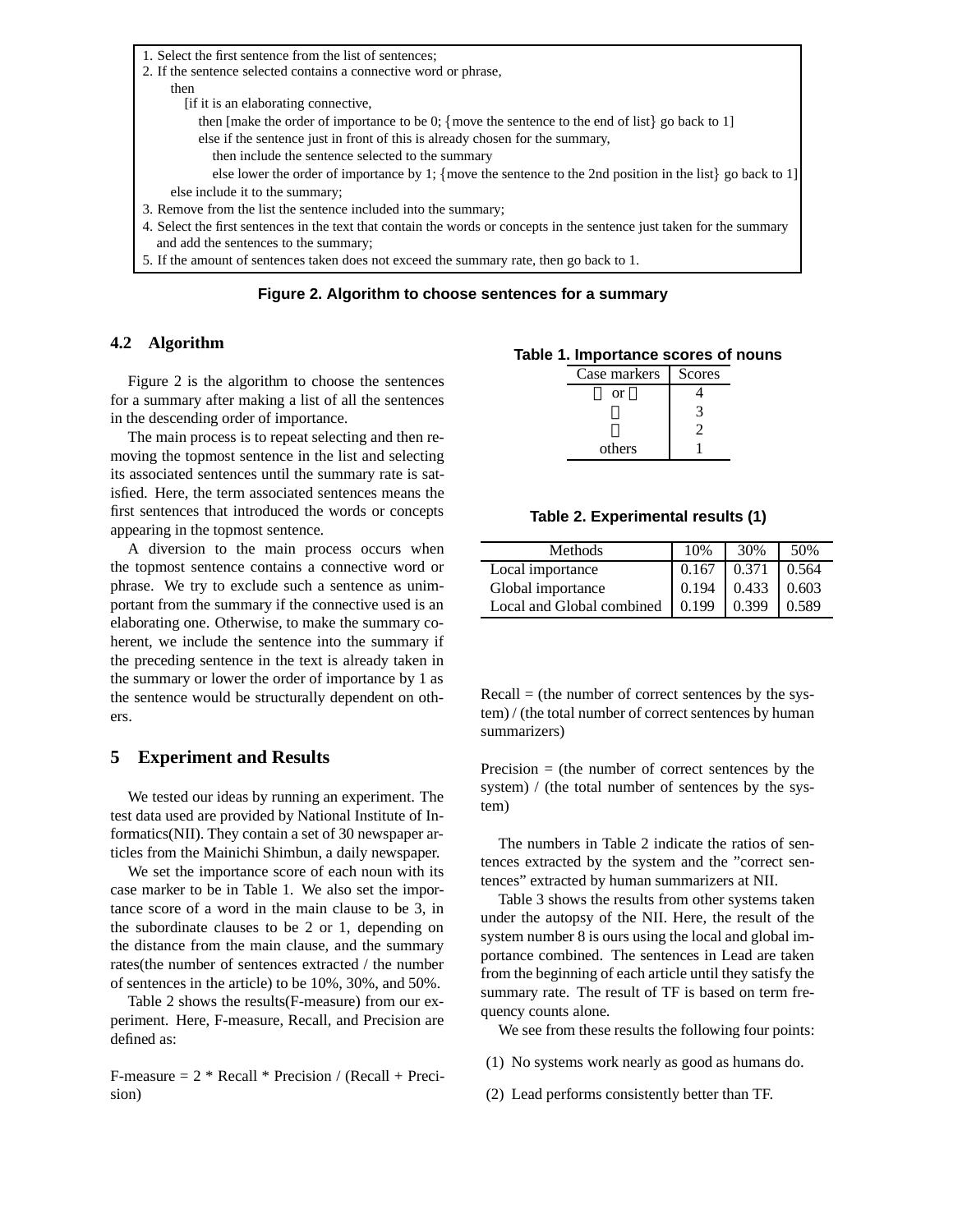1. Select the first sentence from the list of sentences;
2. If the sentence selected contains a connective word or phrase,
   then
   [if it is an elaborating connective,
   then [make the order of importance to be 0; {move the sentence to the end of list} go back to 1]
   else if the sentence just in front of this is already chosen for the summary,
   then include the sentence selected to the summary
   else lower the order of importance by 1; {move the sentence to the 2nd position in the list} go back to 1]
   else include it to the summary;
3. Remove from the list the sentence included into the summary;
4. Select the first sentences in the text that contain the words or concepts in the sentence just taken for the summary and add the sentences to the summary;
5. If the amount of sentences taken does not exceed the summary rate, then go back to 1.

**Figure 2. Algorithm to choose sentences for a summary**

### 4.2 Algorithm

Figure 2 is the algorithm to choose the sentences for a summary after making a list of all the sentences in the descending order of importance.

The main process is to repeat selecting and then removing the topmost sentence in the list and selecting its associated sentences until the summary rate is satisfied. Here, the term associated sentences means the first sentences that introduced the words or concepts appearing in the topmost sentence.

A diversion to the main process occurs when the topmost sentence contains a connective word or phrase. We try to exclude such a sentence as unimportant from the summary if the connective used is an elaborating one. Otherwise, to make the summary coherent, we include the sentence into the summary if the preceding sentence in the text is already taken in the summary or lower the order of importance by 1 as the sentence would be structurally dependent on others.

## 5 Experiment and Results

We tested our ideas by running an experiment. The test data used are provided by National Institute of Informatics(NII). They contain a set of 30 newspaper articles from the Mainichi Shimbun, a daily newspaper.

We set the importance score of each noun with its case marker to be in Table 1. We also set the importance score of a word in the main clause to be 3, in the subordinate clauses to be 2 or 1, depending on the distance from the main clause, and the summary rates(the number of sentences extracted / the number of sentences in the article) to be 10%, 30%, and 50%.

Table 2 shows the results(F-measure) from our experiment. Here, F-measure, Recall, and Precision are defined as:

F-measure = 2 * Recall * Precision / (Recall + Precision)

Recall = (the number of correct sentences by the system) / (the total number of correct sentences by human summarizers)

Precision = (the number of correct sentences by the system) / (the total number of sentences by the system)

**Table 1. Importance scores of nouns**

| Case markers | Scores |
|---|---|
| □ or □ | 4 |
| □ | 3 |
| □ | 2 |
| others | 1 |

**Table 2. Experimental results (1)**

| Methods | 10% | 30% | 50% |
|---|---|---|---|
| Local importance | 0.167 | 0.371 | 0.564 |
| Global importance | 0.194 | 0.433 | 0.603 |
| Local and Global combined | 0.199 | 0.399 | 0.589 |

The numbers in Table 2 indicate the ratios of sentences extracted by the system and the "correct sentences" extracted by human summarizers at NII.

Table 3 shows the results from other systems taken under the autopsy of the NII. Here, the result of the system number 8 is ours using the local and global importance combined. The sentences in Lead are taken from the beginning of each article until they satisfy the summary rate. The result of TF is based on term frequency counts alone.

We see from these results the following four points:

(1) No systems work nearly as good as humans do.

(2) Lead performs consistently better than TF.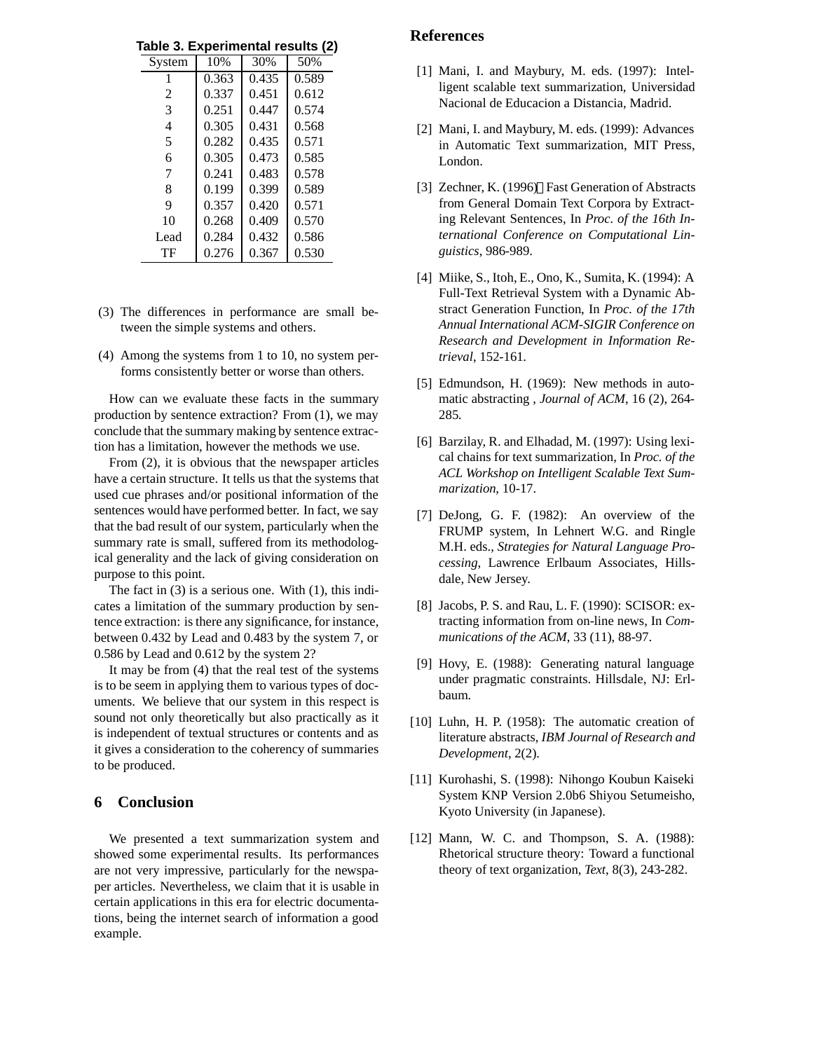**Table 3. Experimental results (2)**

| System | 10% | 30% | 50% |
|---|---|---|---|
| 1 | 0.363 | 0.435 | 0.589 |
| 2 | 0.337 | 0.451 | 0.612 |
| 3 | 0.251 | 0.447 | 0.574 |
| 4 | 0.305 | 0.431 | 0.568 |
| 5 | 0.282 | 0.435 | 0.571 |
| 6 | 0.305 | 0.473 | 0.585 |
| 7 | 0.241 | 0.483 | 0.578 |
| 8 | 0.199 | 0.399 | 0.589 |
| 9 | 0.357 | 0.420 | 0.571 |
| 10 | 0.268 | 0.409 | 0.570 |
| Lead | 0.284 | 0.432 | 0.586 |
| TF | 0.276 | 0.367 | 0.530 |

(3) The differences in performance are small between the simple systems and others.

(4) Among the systems from 1 to 10, no system performs consistently better or worse than others.

How can we evaluate these facts in the summary production by sentence extraction? From (1), we may conclude that the summary making by sentence extraction has a limitation, however the methods we use.

From (2), it is obvious that the newspaper articles have a certain structure. It tells us that the systems that used cue phrases and/or positional information of the sentences would have performed better. In fact, we say that the bad result of our system, particularly when the summary rate is small, suffered from its methodological generality and the lack of giving consideration on purpose to this point.

The fact in (3) is a serious one. With (1), this indicates a limitation of the summary production by sentence extraction: is there any significance, for instance, between 0.432 by Lead and 0.483 by the system 7, or 0.586 by Lead and 0.612 by the system 2?

It may be from (4) that the real test of the systems is to be seem in applying them to various types of documents. We believe that our system in this respect is sound not only theoretically but also practically as it is independent of textual structures or contents and as it gives a consideration to the coherency of summaries to be produced.

## 6 Conclusion

We presented a text summarization system and showed some experimental results. Its performances are not very impressive, particularly for the newspaper articles. Nevertheless, we claim that it is usable in certain applications in this era for electric documentations, being the internet search of information a good example.

## References

[1] Mani, I. and Maybury, M. eds. (1997): Intelligent scalable text summarization, Universidad Nacional de Educacion a Distancia, Madrid.

[2] Mani, I. and Maybury, M. eds. (1999): Advances in Automatic Text summarization, MIT Press, London.

[3] Zechner, K. (1996): Fast Generation of Abstracts from General Domain Text Corpora by Extracting Relevant Sentences, In *Proc. of the 16th International Conference on Computational Linguistics*, 986-989.

[4] Miike, S., Itoh, E., Ono, K., Sumita, K. (1994): A Full-Text Retrieval System with a Dynamic Abstract Generation Function, In *Proc. of the 17th Annual International ACM-SIGIR Conference on Research and Development in Information Retrieval*, 152-161.

[5] Edmundson, H. (1969): New methods in automatic abstracting , *Journal of ACM*, 16 (2), 264-285.

[6] Barzilay, R. and Elhadad, M. (1997): Using lexical chains for text summarization, In *Proc. of the ACL Workshop on Intelligent Scalable Text Summarization*, 10-17.

[7] DeJong, G. F. (1982): An overview of the FRUMP system, In Lehnert W.G. and Ringle M.H. eds., *Strategies for Natural Language Processing*, Lawrence Erlbaum Associates, Hillsdale, New Jersey.

[8] Jacobs, P. S. and Rau, L. F. (1990): SCISOR: extracting information from on-line news, In *Communications of the ACM*, 33 (11), 88-97.

[9] Hovy, E. (1988): Generating natural language under pragmatic constraints. Hillsdale, NJ: Erlbaum.

[10] Luhn, H. P. (1958): The automatic creation of literature abstracts, *IBM Journal of Research and Development*, 2(2).

[11] Kurohashi, S. (1998): Nihongo Koubun Kaiseki System KNP Version 2.0b6 Shiyou Setumeisho, Kyoto University (in Japanese).

[12] Mann, W. C. and Thompson, S. A. (1988): Rhetorical structure theory: Toward a functional theory of text organization, *Text*, 8(3), 243-282.